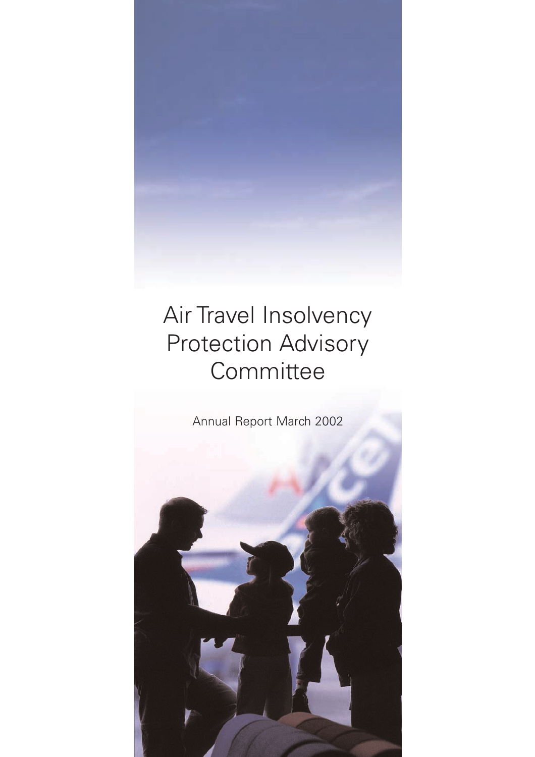# Air Travel Insolvency Protection Advisory Committee

Annual Report March 2002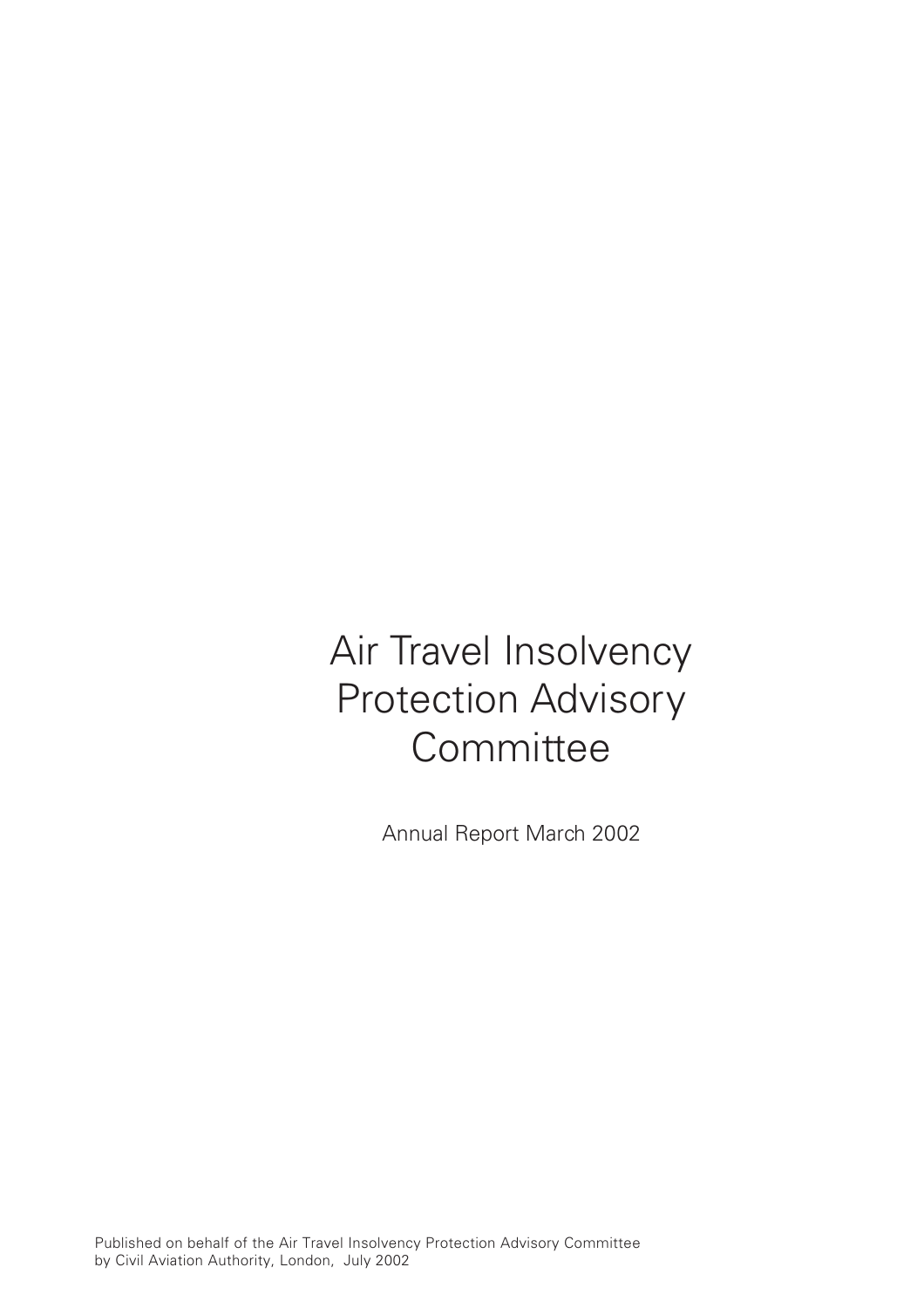# Air Travel Insolvency Protection Advisory Committee

Annual Report March 2002

Published on behalf of the Air Travel Insolvency Protection Advisory Committee by Civil Aviation Authority, London, July 2002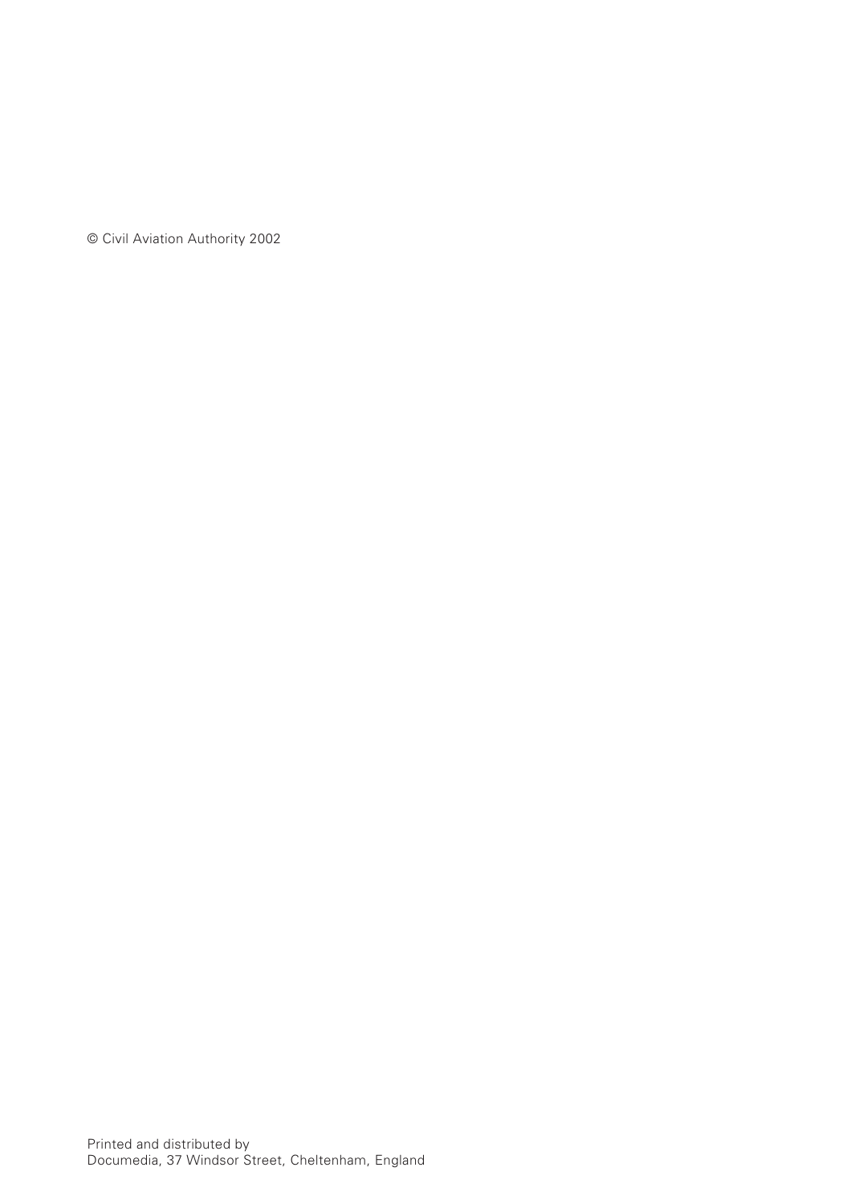© Civil Aviation Authority 2002

Printed and distributed by
Documedia, 37 Windsor Street, Cheltenham, England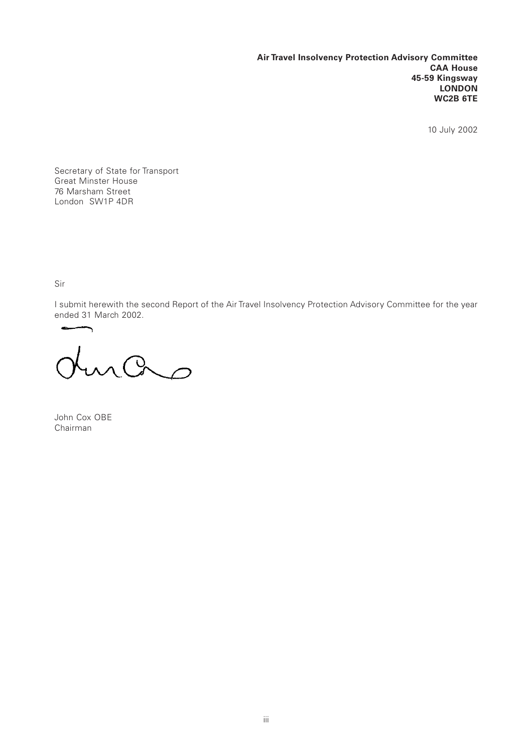**Air Travel Insolvency Protection Advisory Committee**
**CAA House**
**45-59 Kingsway**
**LONDON**
**WC2B 6TE**

10 July 2002

Secretary of State for Transport
Great Minster House
76 Marsham Street
London SW1P 4DR

Sir

I submit herewith the second Report of the Air Travel Insolvency Protection Advisory Committee for the year ended 31 March 2002.

John Cox OBE
Chairman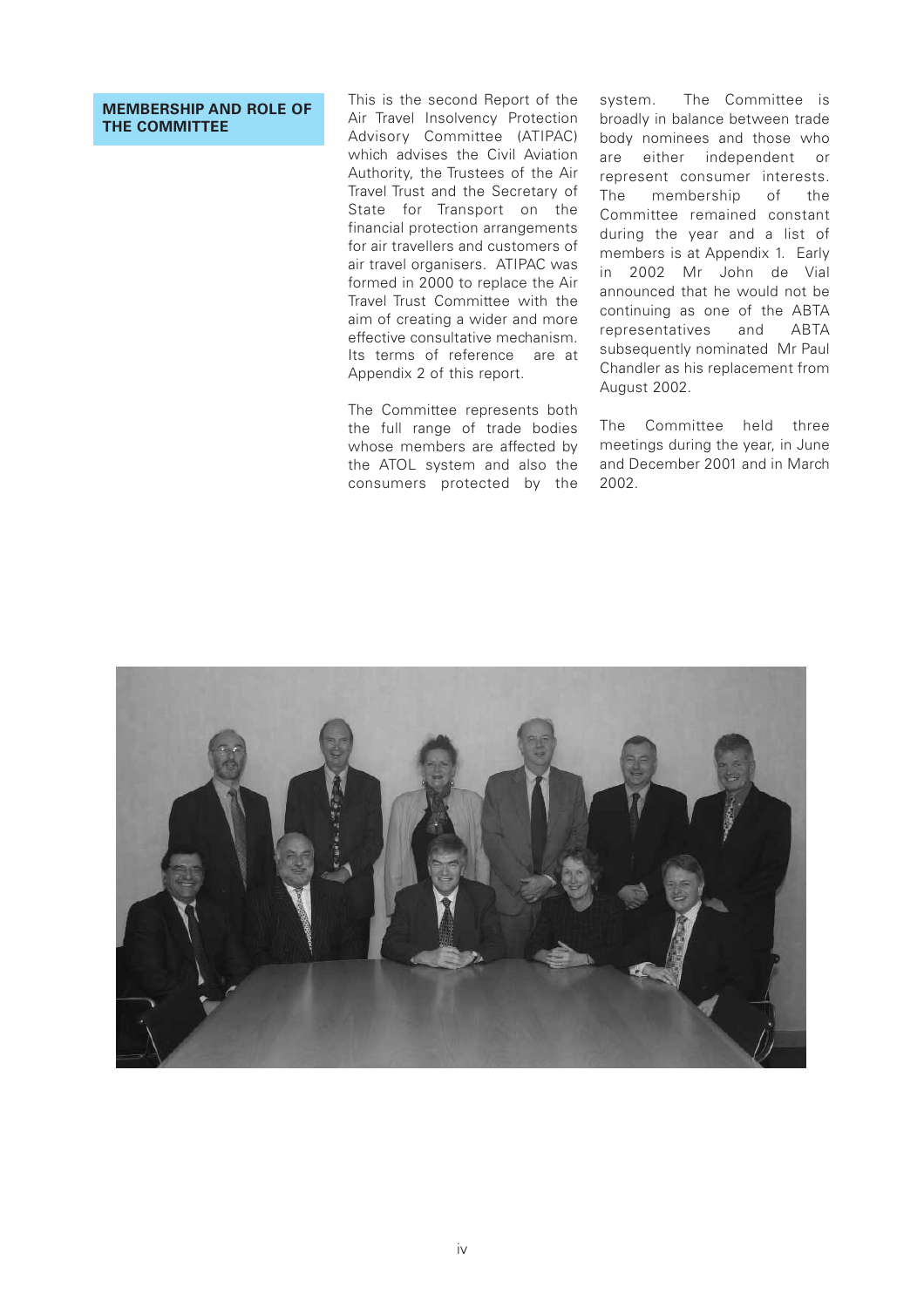## MEMBERSHIP AND ROLE OF THE COMMITTEE

This is the second Report of the Air Travel Insolvency Protection Advisory Committee (ATIPAC) which advises the Civil Aviation Authority, the Trustees of the Air Travel Trust and the Secretary of State for Transport on the financial protection arrangements for air travellers and customers of air travel organisers. ATIPAC was formed in 2000 to replace the Air Travel Trust Committee with the aim of creating a wider and more effective consultative mechanism. Its terms of reference are at Appendix 2 of this report.

The Committee represents both the full range of trade bodies whose members are affected by the ATOL system and also the consumers protected by the system. The Committee is broadly in balance between trade body nominees and those who are either independent or represent consumer interests. The membership of the Committee remained constant during the year and a list of members is at Appendix 1. Early in 2002 Mr John de Vial announced that he would not be continuing as one of the ABTA representatives and ABTA subsequently nominated Mr Paul Chandler as his replacement from August 2002.

The Committee held three meetings during the year, in June and December 2001 and in March 2002.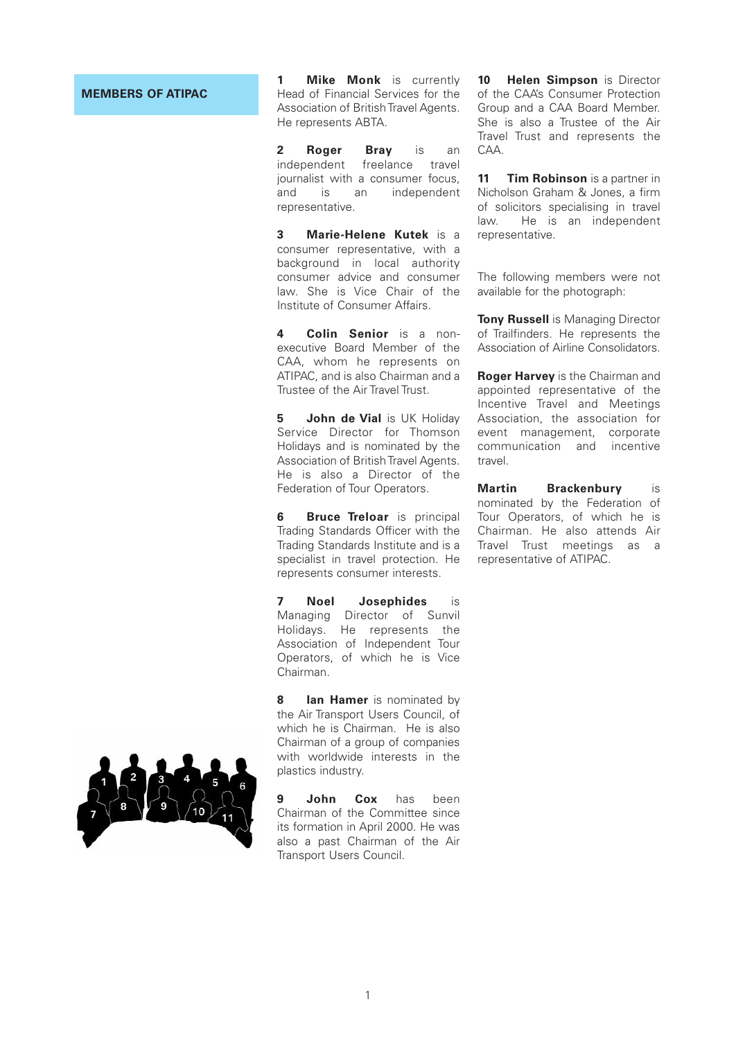## MEMBERS OF ATIPAC

**1 Mike Monk** is currently Head of Financial Services for the Association of British Travel Agents. He represents ABTA.

**2 Roger Bray** is an independent freelance travel journalist with a consumer focus, and is an independent representative.

**3 Marie-Helene Kutek** is a consumer representative, with a background in local authority consumer advice and consumer law. She is Vice Chair of the Institute of Consumer Affairs.

**4 Colin Senior** is a non-executive Board Member of the CAA, whom he represents on ATIPAC, and is also Chairman and a Trustee of the Air Travel Trust.

**5 John de Vial** is UK Holiday Service Director for Thomson Holidays and is nominated by the Association of British Travel Agents. He is also a Director of the Federation of Tour Operators.

**6 Bruce Treloar** is principal Trading Standards Officer with the Trading Standards Institute and is a specialist in travel protection. He represents consumer interests.

**7 Noel Josephides** is Managing Director of Sunvil Holidays. He represents the Association of Independent Tour Operators, of which he is Vice Chairman.

**8 Ian Hamer** is nominated by the Air Transport Users Council, of which he is Chairman. He is also Chairman of a group of companies with worldwide interests in the plastics industry.

**9 John Cox** has been Chairman of the Committee since its formation in April 2000. He was also a past Chairman of the Air Transport Users Council.

**10 Helen Simpson** is Director of the CAA's Consumer Protection Group and a CAA Board Member. She is also a Trustee of the Air Travel Trust and represents the CAA.

**11 Tim Robinson** is a partner in Nicholson Graham & Jones, a firm of solicitors specialising in travel law. He is an independent representative.

The following members were not available for the photograph:

**Tony Russell** is Managing Director of Trailfinders. He represents the Association of Airline Consolidators.

**Roger Harvey** is the Chairman and appointed representative of the Incentive Travel and Meetings Association, the association for event management, corporate communication and incentive travel.

**Martin Brackenbury** is nominated by the Federation of Tour Operators, of which he is Chairman. He also attends Air Travel Trust meetings as a representative of ATIPAC.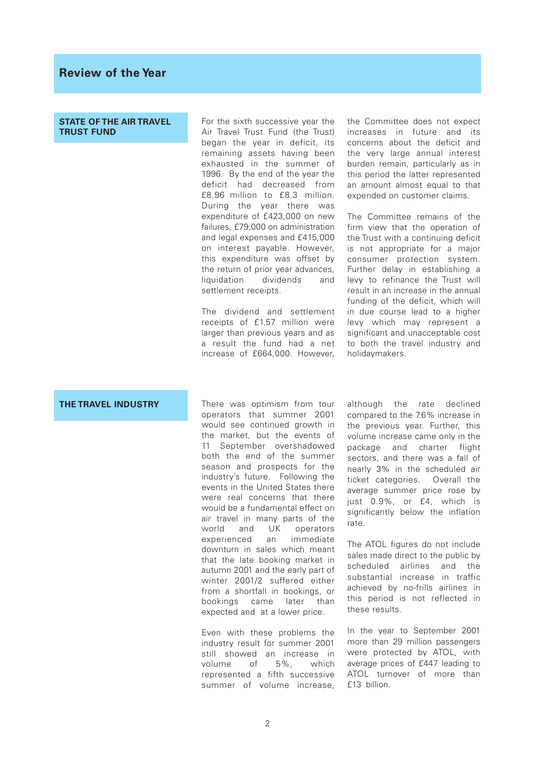# Review of the Year

## STATE OF THE AIR TRAVEL TRUST FUND

For the sixth successive year the Air Travel Trust Fund (the Trust) began the year in deficit, its remaining assets having been exhausted in the summer of 1996. By the end of the year the deficit had decreased from £8.96 million to £8.3 million. During the year there was expenditure of £423,000 on new failures, £79,000 on administration and legal expenses and £415,000 on interest payable. However, this expenditure was offset by the return of prior year advances, liquidation dividends and settlement receipts.

The dividend and settlement receipts of £1.57 million were larger than previous years and as a result the fund had a net increase of £664,000. However, the Committee does not expect increases in future and its concerns about the deficit and the very large annual interest burden remain, particularly as in this period the latter represented an amount almost equal to that expended on customer claims.

The Committee remains of the firm view that the operation of the Trust with a continuing deficit is not appropriate for a major consumer protection system. Further delay in establishing a levy to refinance the Trust will result in an increase in the annual funding of the deficit, which will in due course lead to a higher levy which may represent a significant and unacceptable cost to both the travel industry and holidaymakers.

## THE TRAVEL INDUSTRY

There was optimism from tour operators that summer 2001 would see continued growth in the market, but the events of 11 September overshadowed both the end of the summer season and prospects for the industry's future. Following the events in the United States there were real concerns that there would be a fundamental effect on air travel in many parts of the world and UK operators experienced an immediate downturn in sales which meant that the late booking market in autumn 2001 and the early part of winter 2001/2 suffered either from a shortfall in bookings, or bookings came later than expected and at a lower price.

Even with these problems the industry result for summer 2001 still showed an increase in volume of 5%, which represented a fifth successive summer of volume increase, although the rate declined compared to the 7.6% increase in the previous year. Further, this volume increase came only in the package and charter flight sectors, and there was a fall of nearly 3% in the scheduled air ticket categories. Overall the average summer price rose by just 0.9%, or £4, which is significantly below the inflation rate.

The ATOL figures do not include sales made direct to the public by scheduled airlines and the substantial increase in traffic achieved by no-frills airlines in this period is not reflected in these results.

In the year to September 2001 more than 29 million passengers were protected by ATOL, with average prices of £447 leading to ATOL turnover of more than £13 billion.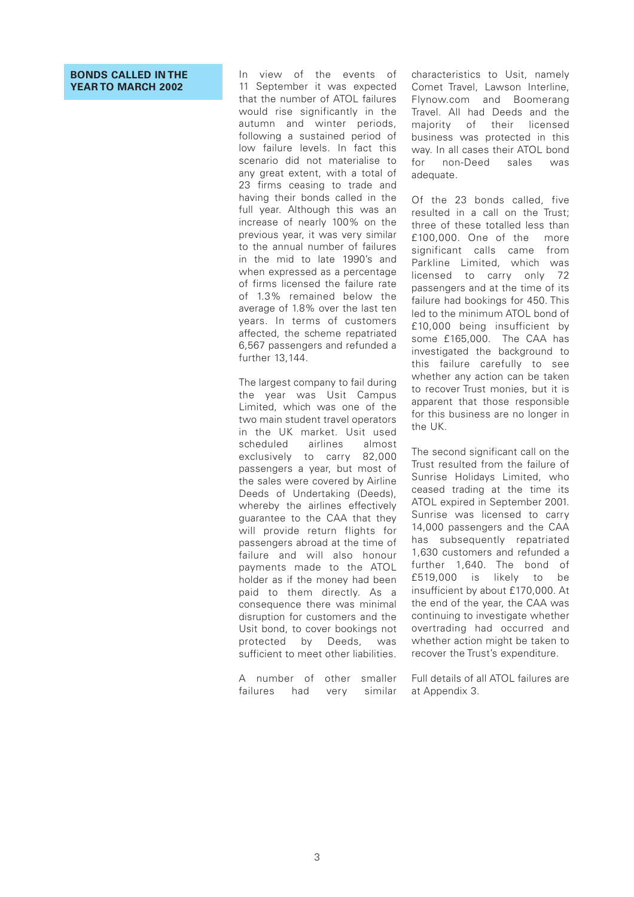## BONDS CALLED IN THE YEAR TO MARCH 2002

In view of the events of 11 September it was expected that the number of ATOL failures would rise significantly in the autumn and winter periods, following a sustained period of low failure levels. In fact this scenario did not materialise to any great extent, with a total of 23 firms ceasing to trade and having their bonds called in the full year. Although this was an increase of nearly 100% on the previous year, it was very similar to the annual number of failures in the mid to late 1990's and when expressed as a percentage of firms licensed the failure rate of 1.3% remained below the average of 1.8% over the last ten years. In terms of customers affected, the scheme repatriated 6,567 passengers and refunded a further 13,144.

The largest company to fail during the year was Usit Campus Limited, which was one of the two main student travel operators in the UK market. Usit used scheduled airlines almost exclusively to carry 82,000 passengers a year, but most of the sales were covered by Airline Deeds of Undertaking (Deeds), whereby the airlines effectively guarantee to the CAA that they will provide return flights for passengers abroad at the time of failure and will also honour payments made to the ATOL holder as if the money had been paid to them directly. As a consequence there was minimal disruption for customers and the Usit bond, to cover bookings not protected by Deeds, was sufficient to meet other liabilities.

A number of other smaller failures had very similar characteristics to Usit, namely Comet Travel, Lawson Interline, Flynow.com and Boomerang Travel. All had Deeds and the majority of their licensed business was protected in this way. In all cases their ATOL bond for non-Deed sales was adequate.

Of the 23 bonds called, five resulted in a call on the Trust; three of these totalled less than £100,000. One of the more significant calls came from Parkline Limited, which was licensed to carry only 72 passengers and at the time of its failure had bookings for 450. This led to the minimum ATOL bond of £10,000 being insufficient by some £165,000. The CAA has investigated the background to this failure carefully to see whether any action can be taken to recover Trust monies, but it is apparent that those responsible for this business are no longer in the UK.

The second significant call on the Trust resulted from the failure of Sunrise Holidays Limited, who ceased trading at the time its ATOL expired in September 2001. Sunrise was licensed to carry 14,000 passengers and the CAA has subsequently repatriated 1,630 customers and refunded a further 1,640. The bond of £519,000 is likely to be insufficient by about £170,000. At the end of the year, the CAA was continuing to investigate whether overtrading had occurred and whether action might be taken to recover the Trust's expenditure.

Full details of all ATOL failures are at Appendix 3.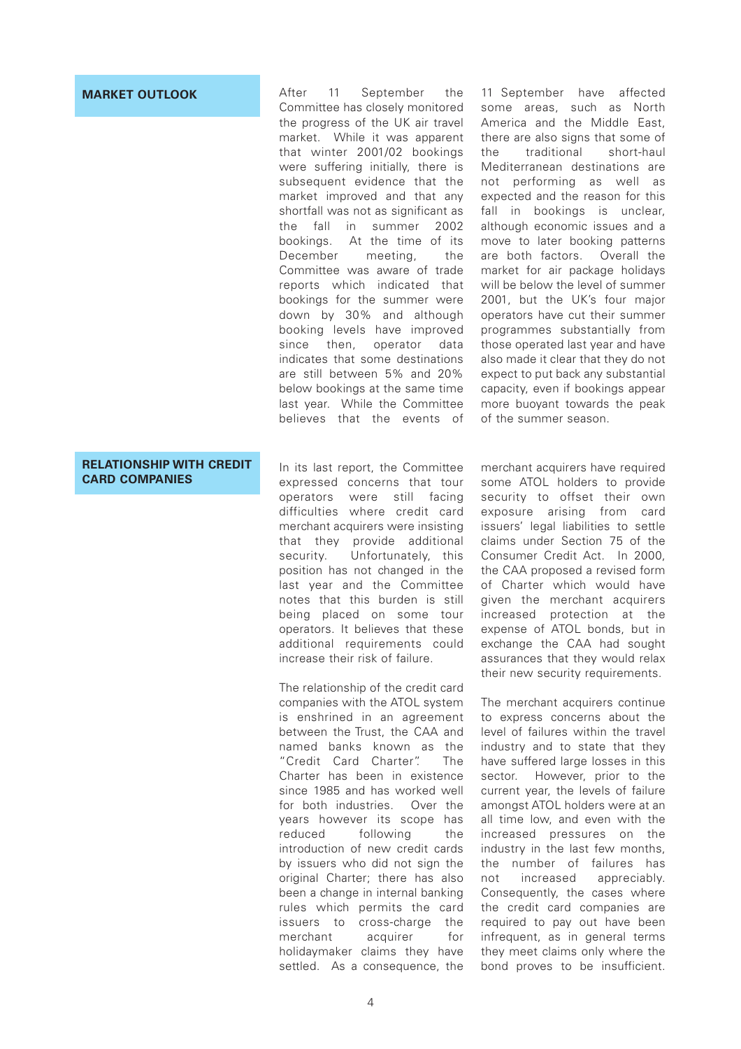## MARKET OUTLOOK

After 11 September the Committee has closely monitored the progress of the UK air travel market. While it was apparent that winter 2001/02 bookings were suffering initially, there is subsequent evidence that the market improved and that any shortfall was not as significant as the fall in summer 2002 bookings. At the time of its December meeting, the Committee was aware of trade reports which indicated that bookings for the summer were down by 30% and although booking levels have improved since then, operator data indicates that some destinations are still between 5% and 20% below bookings at the same time last year. While the Committee believes that the events of 11 September have affected some areas, such as North America and the Middle East, there are also signs that some of the traditional short-haul Mediterranean destinations are not performing as well as expected and the reason for this fall in bookings is unclear, although economic issues and a move to later booking patterns are both factors. Overall the market for air package holidays will be below the level of summer 2001, but the UK's four major operators have cut their summer programmes substantially from those operated last year and have also made it clear that they do not expect to put back any substantial capacity, even if bookings appear more buoyant towards the peak of the summer season.

## RELATIONSHIP WITH CREDIT CARD COMPANIES

In its last report, the Committee expressed concerns that tour operators were still facing difficulties where credit card merchant acquirers were insisting that they provide additional security. Unfortunately, this position has not changed in the last year and the Committee notes that this burden is still being placed on some tour operators. It believes that these additional requirements could increase their risk of failure.

The relationship of the credit card companies with the ATOL system is enshrined in an agreement between the Trust, the CAA and named banks known as the "Credit Card Charter". The Charter has been in existence since 1985 and has worked well for both industries. Over the years however its scope has reduced following the introduction of new credit cards by issuers who did not sign the original Charter; there has also been a change in internal banking rules which permits the card issuers to cross-charge the merchant acquirer for holidaymaker claims they have settled. As a consequence, the merchant acquirers have required some ATOL holders to provide security to offset their own exposure arising from card issuers' legal liabilities to settle claims under Section 75 of the Consumer Credit Act. In 2000, the CAA proposed a revised form of Charter which would have given the merchant acquirers increased protection at the expense of ATOL bonds, but in exchange the CAA had sought assurances that they would relax their new security requirements.

The merchant acquirers continue to express concerns about the level of failures within the travel industry and to state that they have suffered large losses in this sector. However, prior to the current year, the levels of failure amongst ATOL holders were at an all time low, and even with the increased pressures on the industry in the last few months, the number of failures has not increased appreciably. Consequently, the cases where the credit card companies are required to pay out have been infrequent, as in general terms they meet claims only where the bond proves to be insufficient.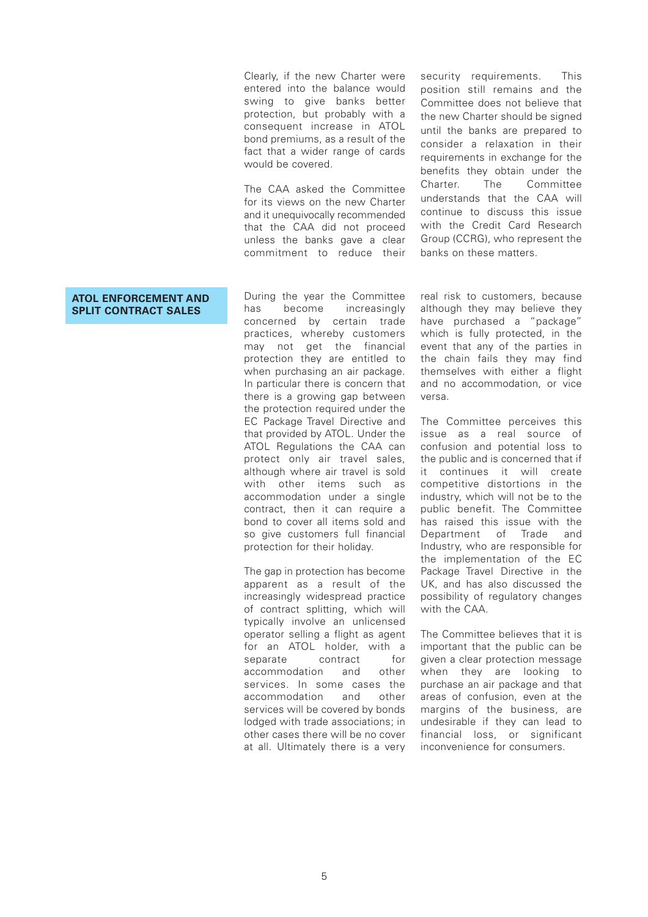Clearly, if the new Charter were entered into the balance would swing to give banks better protection, but probably with a consequent increase in ATOL bond premiums, as a result of the fact that a wider range of cards would be covered.

The CAA asked the Committee for its views on the new Charter and it unequivocally recommended that the CAA did not proceed unless the banks gave a clear commitment to reduce their security requirements. This position still remains and the Committee does not believe that the new Charter should be signed until the banks are prepared to consider a relaxation in their requirements in exchange for the benefits they obtain under the Charter. The Committee understands that the CAA will continue to discuss this issue with the Credit Card Research Group (CCRG), who represent the banks on these matters.

## ATOL ENFORCEMENT AND SPLIT CONTRACT SALES

During the year the Committee has become increasingly concerned by certain trade practices, whereby customers may not get the financial protection they are entitled to when purchasing an air package. In particular there is concern that there is a growing gap between the protection required under the EC Package Travel Directive and that provided by ATOL. Under the ATOL Regulations the CAA can protect only air travel sales, although where air travel is sold with other items such as accommodation under a single contract, then it can require a bond to cover all items sold and so give customers full financial protection for their holiday.

The gap in protection has become apparent as a result of the increasingly widespread practice of contract splitting, which will typically involve an unlicensed operator selling a flight as agent for an ATOL holder, with a separate contract for accommodation and other services. In some cases the accommodation and other services will be covered by bonds lodged with trade associations; in other cases there will be no cover at all. Ultimately there is a very real risk to customers, because although they may believe they have purchased a "package" which is fully protected, in the event that any of the parties in the chain fails they may find themselves with either a flight and no accommodation, or vice versa.

The Committee perceives this issue as a real source of confusion and potential loss to the public and is concerned that if it continues it will create competitive distortions in the industry, which will not be to the public benefit. The Committee has raised this issue with the Department of Trade and Industry, who are responsible for the implementation of the EC Package Travel Directive in the UK, and has also discussed the possibility of regulatory changes with the CAA.

The Committee believes that it is important that the public can be given a clear protection message when they are looking to purchase an air package and that areas of confusion, even at the margins of the business, are undesirable if they can lead to financial loss, or significant inconvenience for consumers.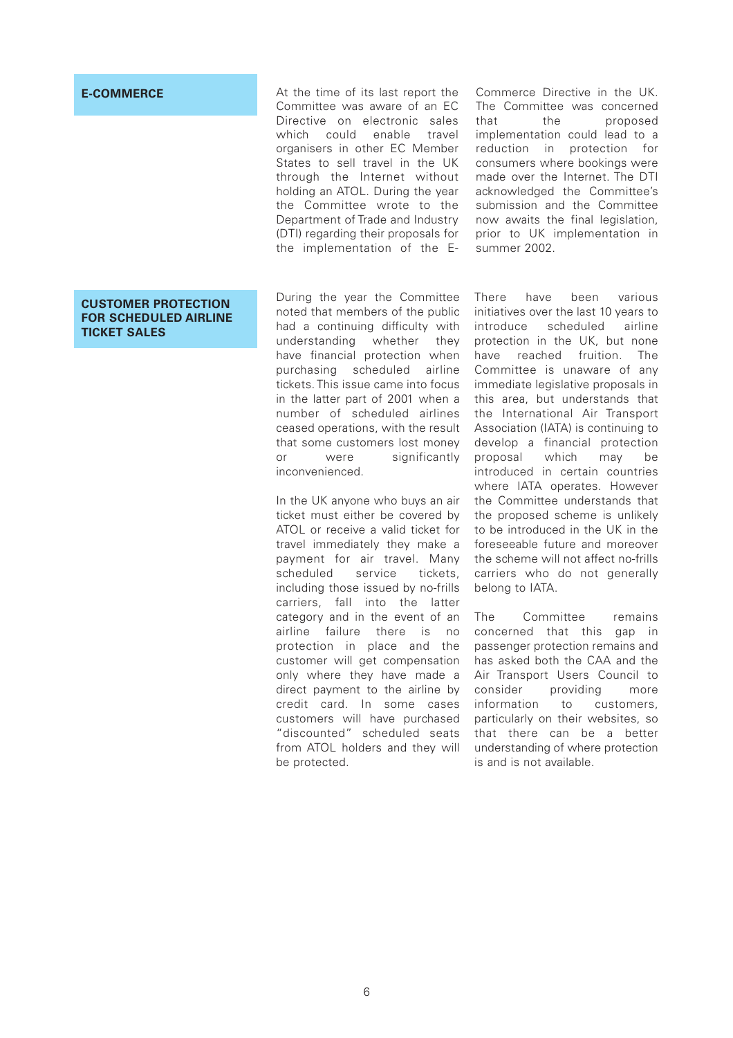## E-COMMERCE

At the time of its last report the Committee was aware of an EC Directive on electronic sales which could enable travel organisers in other EC Member States to sell travel in the UK through the Internet without holding an ATOL. During the year the Committee wrote to the Department of Trade and Industry (DTI) regarding their proposals for the implementation of the E-Commerce Directive in the UK. The Committee was concerned that the proposed implementation could lead to a reduction in protection for consumers where bookings were made over the Internet. The DTI acknowledged the Committee's submission and the Committee now awaits the final legislation, prior to UK implementation in summer 2002.

## CUSTOMER PROTECTION FOR SCHEDULED AIRLINE TICKET SALES

During the year the Committee noted that members of the public had a continuing difficulty with understanding whether they have financial protection when purchasing scheduled airline tickets. This issue came into focus in the latter part of 2001 when a number of scheduled airlines ceased operations, with the result that some customers lost money or were significantly inconvenienced.

In the UK anyone who buys an air ticket must either be covered by ATOL or receive a valid ticket for travel immediately they make a payment for air travel. Many scheduled service tickets, including those issued by no-frills carriers, fall into the latter category and in the event of an airline failure there is no protection in place and the customer will get compensation only where they have made a direct payment to the airline by credit card. In some cases customers will have purchased "discounted" scheduled seats from ATOL holders and they will be protected.

There have been various initiatives over the last 10 years to introduce scheduled airline protection in the UK, but none have reached fruition. The Committee is unaware of any immediate legislative proposals in this area, but understands that the International Air Transport Association (IATA) is continuing to develop a financial protection proposal which may be introduced in certain countries where IATA operates. However the Committee understands that the proposed scheme is unlikely to be introduced in the UK in the foreseeable future and moreover the scheme will not affect no-frills carriers who do not generally belong to IATA.

The Committee remains concerned that this gap in passenger protection remains and has asked both the CAA and the Air Transport Users Council to consider providing more information to customers, particularly on their websites, so that there can be a better understanding of where protection is and is not available.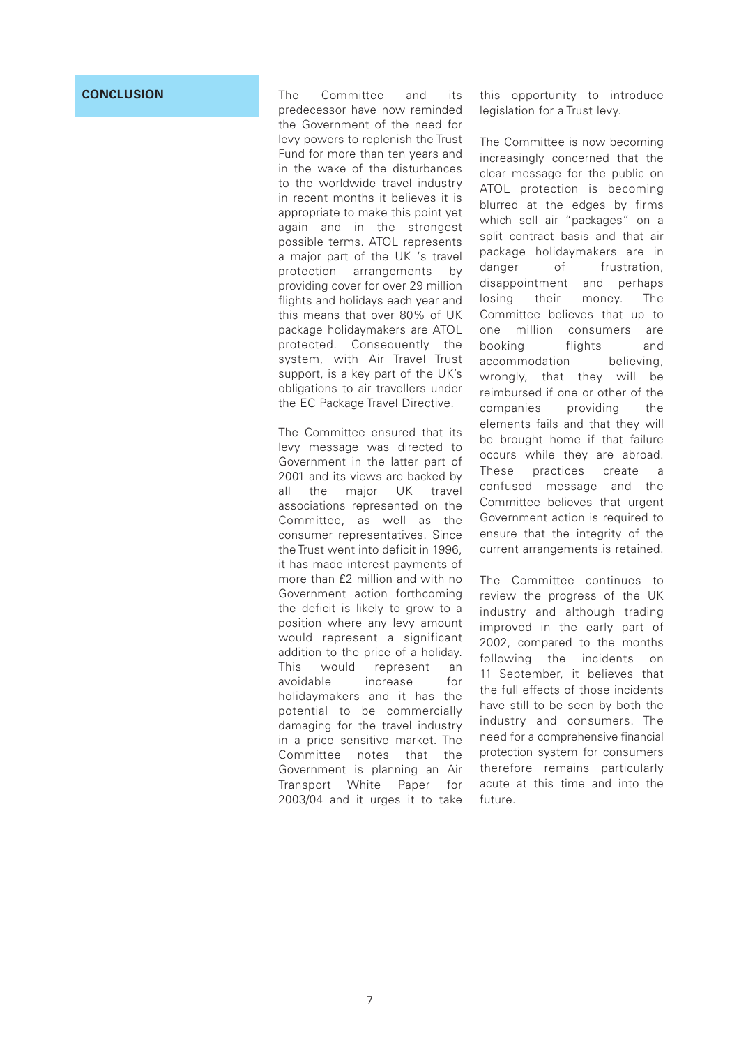## CONCLUSION

The Committee and its predecessor have now reminded the Government of the need for levy powers to replenish the Trust Fund for more than ten years and in the wake of the disturbances to the worldwide travel industry in recent months it believes it is appropriate to make this point yet again and in the strongest possible terms. ATOL represents a major part of the UK 's travel protection arrangements by providing cover for over 29 million flights and holidays each year and this means that over 80% of UK package holidaymakers are ATOL protected. Consequently the system, with Air Travel Trust support, is a key part of the UK's obligations to air travellers under the EC Package Travel Directive.

The Committee ensured that its levy message was directed to Government in the latter part of 2001 and its views are backed by all the major UK travel associations represented on the Committee, as well as the consumer representatives. Since the Trust went into deficit in 1996, it has made interest payments of more than £2 million and with no Government action forthcoming the deficit is likely to grow to a position where any levy amount would represent a significant addition to the price of a holiday. This would represent an avoidable increase for holidaymakers and it has the potential to be commercially damaging for the travel industry in a price sensitive market. The Committee notes that the Government is planning an Air Transport White Paper for 2003/04 and it urges it to take this opportunity to introduce legislation for a Trust levy.

The Committee is now becoming increasingly concerned that the clear message for the public on ATOL protection is becoming blurred at the edges by firms which sell air "packages" on a split contract basis and that air package holidaymakers are in danger of frustration, disappointment and perhaps losing their money. The Committee believes that up to one million consumers are booking flights and accommodation believing, wrongly, that they will be reimbursed if one or other of the companies providing the elements fails and that they will be brought home if that failure occurs while they are abroad. These practices create a confused message and the Committee believes that urgent Government action is required to ensure that the integrity of the current arrangements is retained.

The Committee continues to review the progress of the UK industry and although trading improved in the early part of 2002, compared to the months following the incidents on 11 September, it believes that the full effects of those incidents have still to be seen by both the industry and consumers. The need for a comprehensive financial protection system for consumers therefore remains particularly acute at this time and into the future.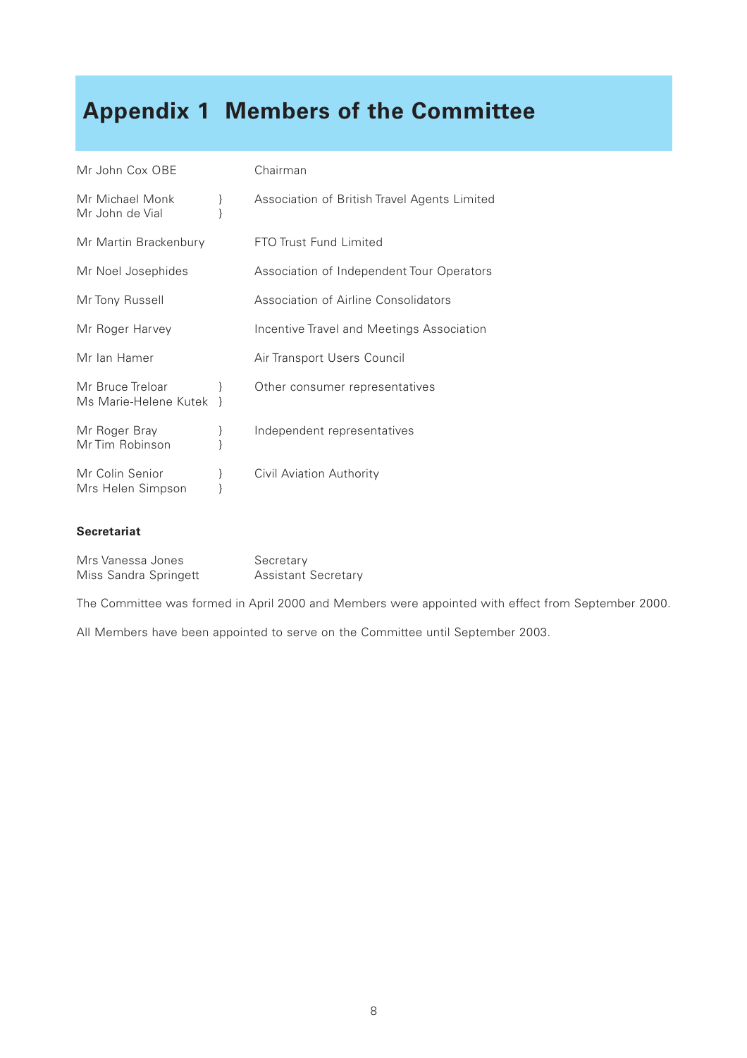# Appendix 1 Members of the Committee

| | |
|---|---|
| Mr John Cox OBE | Chairman |
| Mr Michael Monk }<br>Mr John de Vial } | Association of British Travel Agents Limited |
| Mr Martin Brackenbury | FTO Trust Fund Limited |
| Mr Noel Josephides | Association of Independent Tour Operators |
| Mr Tony Russell | Association of Airline Consolidators |
| Mr Roger Harvey | Incentive Travel and Meetings Association |
| Mr Ian Hamer | Air Transport Users Council |
| Mr Bruce Treloar }<br>Ms Marie-Helene Kutek } | Other consumer representatives |
| Mr Roger Bray }<br>Mr Tim Robinson } | Independent representatives |
| Mr Colin Senior }<br>Mrs Helen Simpson } | Civil Aviation Authority |

**Secretariat**

| | |
|---|---|
| Mrs Vanessa Jones | Secretary |
| Miss Sandra Springett | Assistant Secretary |

The Committee was formed in April 2000 and Members were appointed with effect from September 2000.

All Members have been appointed to serve on the Committee until September 2003.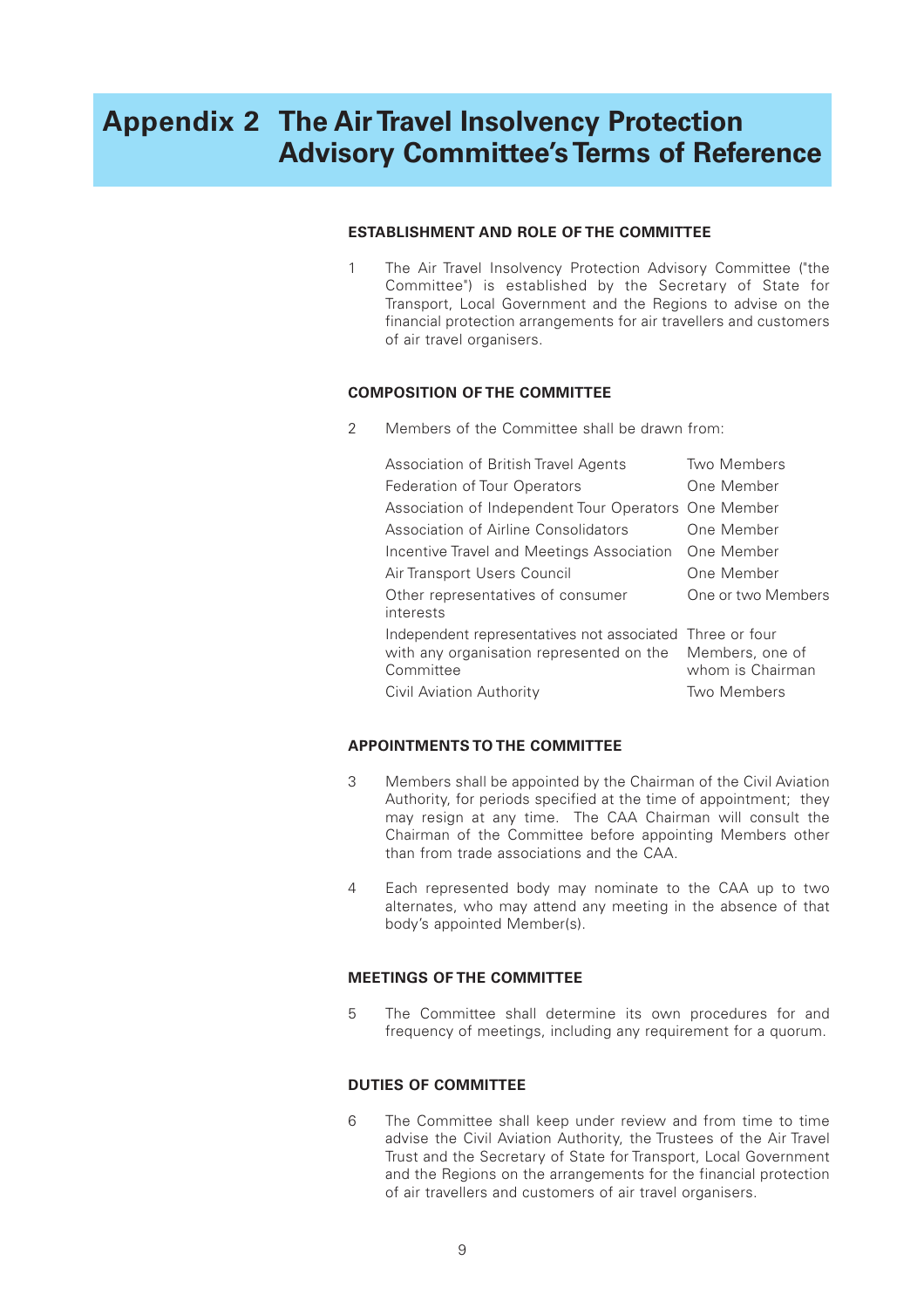# Appendix 2 The Air Travel Insolvency Protection Advisory Committee's Terms of Reference

### ESTABLISHMENT AND ROLE OF THE COMMITTEE

1 The Air Travel Insolvency Protection Advisory Committee ("the Committee") is established by the Secretary of State for Transport, Local Government and the Regions to advise on the financial protection arrangements for air travellers and customers of air travel organisers.

### COMPOSITION OF THE COMMITTEE

2 Members of the Committee shall be drawn from:

| | |
|---|---|
| Association of British Travel Agents | Two Members |
| Federation of Tour Operators | One Member |
| Association of Independent Tour Operators | One Member |
| Association of Airline Consolidators | One Member |
| Incentive Travel and Meetings Association | One Member |
| Air Transport Users Council | One Member |
| Other representatives of consumer interests | One or two Members |
| Independent representatives not associated with any organisation represented on the Committee | Three or four Members, one of whom is Chairman |
| Civil Aviation Authority | Two Members |

### APPOINTMENTS TO THE COMMITTEE

3 Members shall be appointed by the Chairman of the Civil Aviation Authority, for periods specified at the time of appointment; they may resign at any time. The CAA Chairman will consult the Chairman of the Committee before appointing Members other than from trade associations and the CAA.

4 Each represented body may nominate to the CAA up to two alternates, who may attend any meeting in the absence of that body's appointed Member(s).

### MEETINGS OF THE COMMITTEE

5 The Committee shall determine its own procedures for and frequency of meetings, including any requirement for a quorum.

### DUTIES OF COMMITTEE

6 The Committee shall keep under review and from time to time advise the Civil Aviation Authority, the Trustees of the Air Travel Trust and the Secretary of State for Transport, Local Government and the Regions on the arrangements for the financial protection of air travellers and customers of air travel organisers.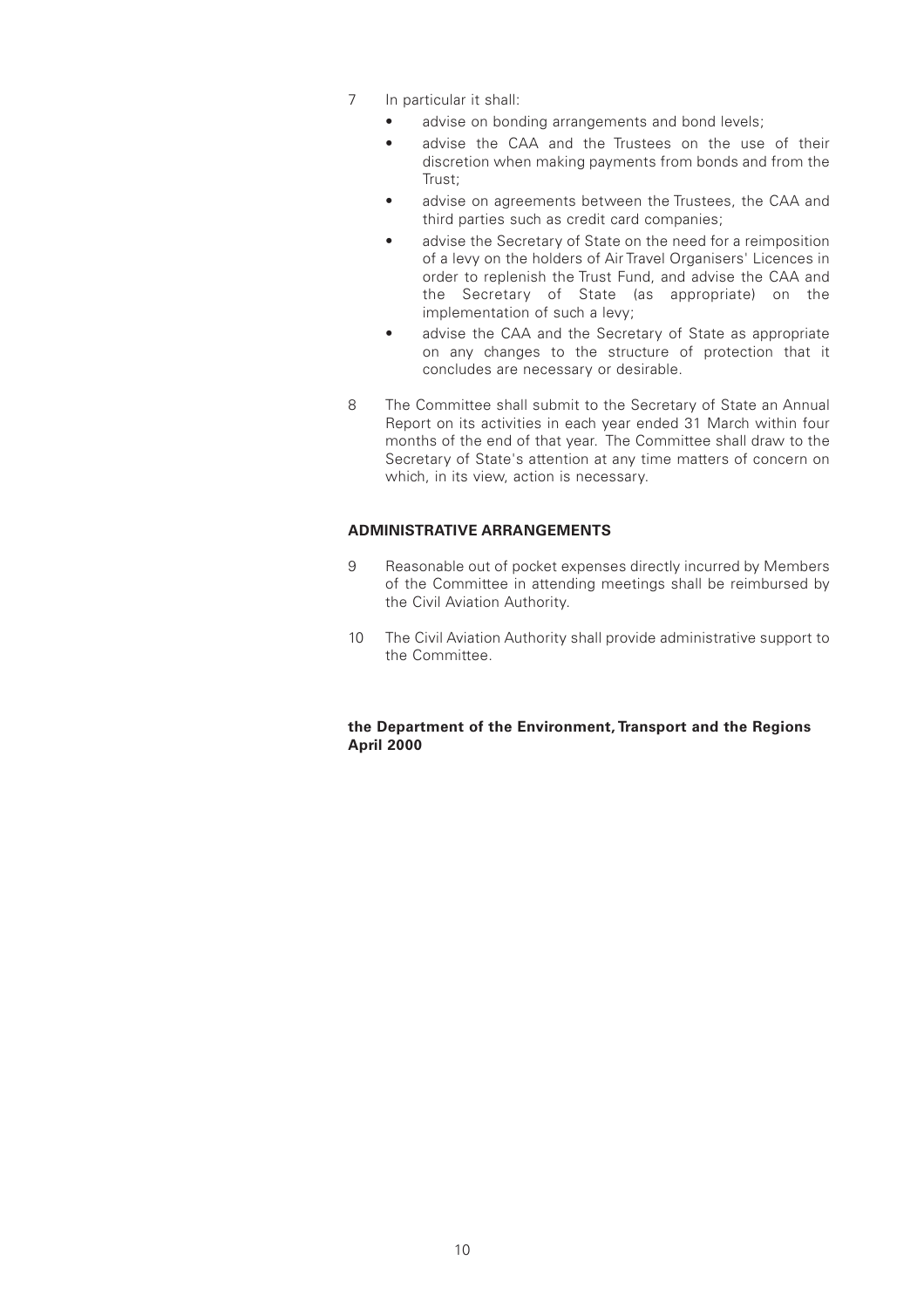7 In particular it shall:

- advise on bonding arrangements and bond levels;
- advise the CAA and the Trustees on the use of their discretion when making payments from bonds and from the Trust;
- advise on agreements between the Trustees, the CAA and third parties such as credit card companies;
- advise the Secretary of State on the need for a reimposition of a levy on the holders of Air Travel Organisers' Licences in order to replenish the Trust Fund, and advise the CAA and the Secretary of State (as appropriate) on the implementation of such a levy;
- advise the CAA and the Secretary of State as appropriate on any changes to the structure of protection that it concludes are necessary or desirable.

8 The Committee shall submit to the Secretary of State an Annual Report on its activities in each year ended 31 March within four months of the end of that year. The Committee shall draw to the Secretary of State's attention at any time matters of concern on which, in its view, action is necessary.

**ADMINISTRATIVE ARRANGEMENTS**

9 Reasonable out of pocket expenses directly incurred by Members of the Committee in attending meetings shall be reimbursed by the Civil Aviation Authority.

10 The Civil Aviation Authority shall provide administrative support to the Committee.

**the Department of the Environment, Transport and the Regions**
**April 2000**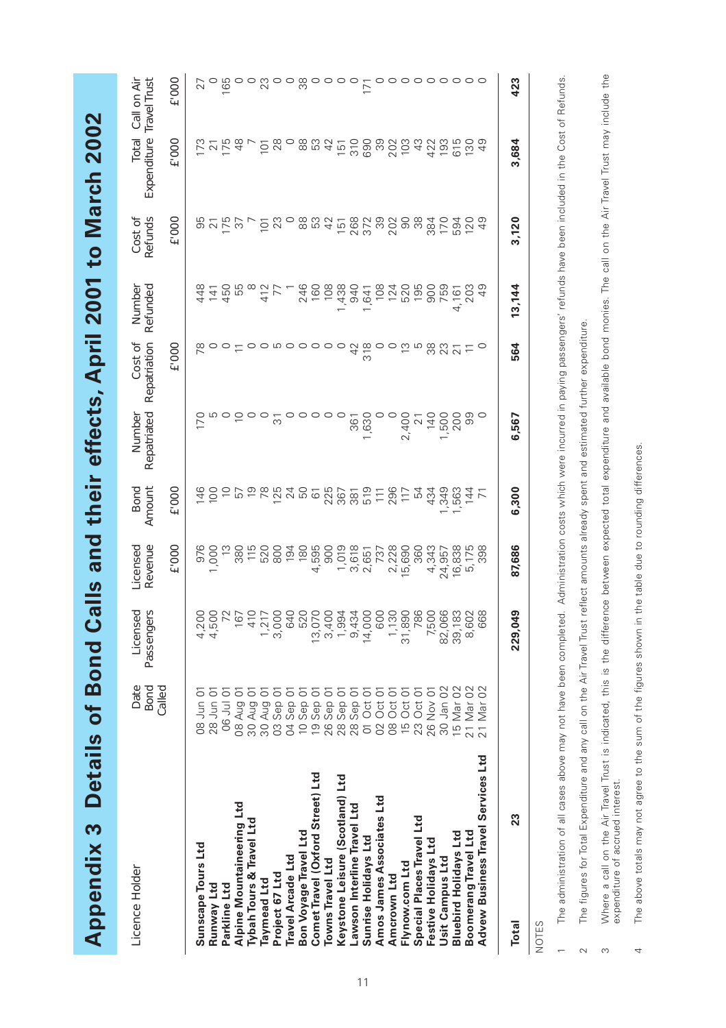# Appendix 3 Details of Bond Calls and their effects, April 2001 to March 2002

| Licence Holder | Date Bond Called | Licensed Passengers | Licensed Revenue £'000 | Bond Amount £'000 | Number Repatriated | Cost of Repatriation £'000 | Number Refunded | Cost of Refunds £'000 | Total Expenditure £'000 | Call on Air Travel Trust £'000 |
|---|---|---|---|---|---|---|---|---|---|---|
| **Sunscape Tours Ltd** | 08 Jun 01 | 4,200 | 976 | 146 | 170 | 78 | 448 | 95 | 173 | 27 |
| **Runway Ltd** | 28 Jun 01 | 4,500 | 1,000 | 100 | 5 | 0 | 141 | 21 | 21 | 0 |
| **Parkline Ltd** | 06 Jul 01 | 72 | 13 | 10 | 0 | 0 | 450 | 175 | 175 | 165 |
| **Alpine Mountaineering Ltd** | 08 Aug 01 | 167 | 380 | 57 | 10 | 11 | 55 | 37 | 48 | 0 |
| **Tybah Tours & Travel Ltd** | 30 Aug 01 | 410 | 115 | 19 | 0 | 0 | 8 | 7 | 7 | 0 |
| **Taymead Ltd** | 30 Aug 01 | 1,217 | 520 | 78 | 0 | 0 | 412 | 101 | 101 | 23 |
| **Project 67 Ltd** | 03 Sep 01 | 3,000 | 800 | 125 | 31 | 5 | 77 | 23 | 28 | 0 |
| **Travel Arcade Ltd** | 04 Sep 01 | 640 | 194 | 24 | 0 | 0 | 1 | 0 | 0 | 0 |
| **Bon Voyage Travel Ltd** | 10 Sep 01 | 520 | 180 | 50 | 0 | 0 | 246 | 88 | 88 | 38 |
| **Comet Travel (Oxford Street) Ltd** | 19 Sep 01 | 13,070 | 4,595 | 61 | 0 | 0 | 160 | 53 | 53 | 0 |
| **Towns Travel Ltd** | 26 Sep 01 | 3,400 | 900 | 225 | 0 | 0 | 108 | 42 | 42 | 0 |
| **Keystone Leisure (Scotland) Ltd** | 28 Sep 01 | 1,994 | 1,019 | 367 | 0 | 0 | 1,438 | 151 | 151 | 0 |
| **Lawson Interline Travel Ltd** | 28 Sep 01 | 9,434 | 3,618 | 381 | 361 | 42 | 940 | 268 | 310 | 0 |
| **Sunrise Holidays Ltd** | 01 Oct 01 | 14,000 | 2,651 | 519 | 1,630 | 318 | 1,641 | 372 | 690 | 171 |
| **Amos James Associates Ltd** | 02 Oct 01 | 600 | 737 | 111 | 0 | 0 | 108 | 39 | 39 | 0 |
| **Amcrown Ltd** | 08 Oct 01 | 1,130 | 2,228 | 296 | 0 | 0 | 124 | 202 | 202 | 0 |
| **Flynow.com Ltd** | 15 Oct 01 | 31,890 | 15,690 | 117 | 2,400 | 13 | 520 | 90 | 103 | 0 |
| **Special Places Travel Ltd** | 23 Oct 01 | 786 | 360 | 54 | 21 | 5 | 195 | 38 | 43 | 0 |
| **Festive Holidays Ltd** | 26 Nov 01 | 7,500 | 4,343 | 434 | 140 | 38 | 900 | 384 | 422 | 0 |
| **Usit Campus Ltd** | 30 Jan 02 | 82,066 | 24,957 | 1,349 | 1,500 | 23 | 759 | 170 | 193 | 0 |
| **Bluebird Holidays Ltd** | 15 Mar 02 | 39,183 | 16,838 | 1,563 | 200 | 21 | 4,161 | 594 | 615 | 0 |
| **Boomerang Travel Ltd** | 21 Mar 02 | 8,602 | 5,175 | 144 | 99 | 11 | 203 | 120 | 130 | 0 |
| **Advew Business Travel Services Ltd** | 21 Mar 02 | 668 | 398 | 71 | 0 | 0 | 49 | 49 | 49 | 0 |
| **Total** **23** | | **229,049** | **87,686** | **6,300** | **6,567** | **564** | **13,144** | **3,120** | **3,684** | **423** |

NOTES

1. The administration of all cases above may not have been completed. Administration costs which were incurred in paying passengers' refunds have been included in the Cost of Refunds.
2. The figures for Total Expenditure and any call on the Air Travel Trust reflect amounts already spent and estimated further expenditure.
3. Where a call on the Air Travel Trust is indicated, this is the difference between expected total expenditure and available bond monies. The call on the Air Travel Trust may include the expenditure of accrued interest.
4. The above totals may not agree to the sum of the figures shown in the table due to rounding differences.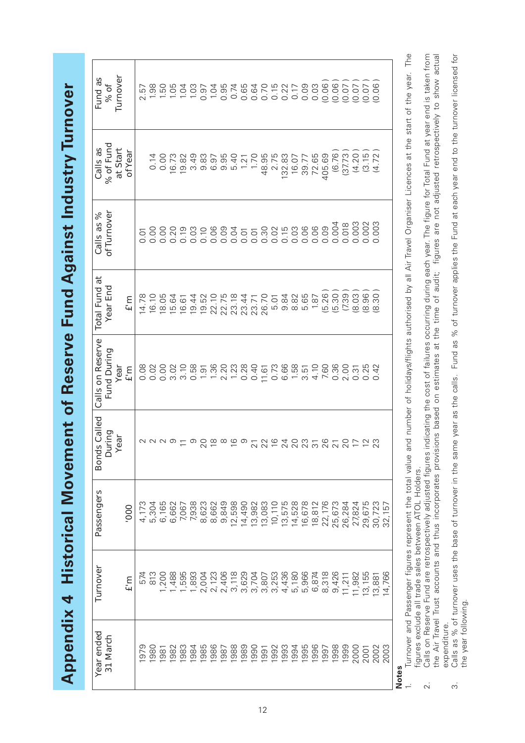# Appendix 4 Historical Movement of Reserve Fund Against Industry Turnover

| Year ended 31 March | Turnover £'m | Passengers '000 | Bonds Called During Year | Calls on Reserve Fund During Year £'m | Total Fund at Year End £'m | Calls as % of Turnover | Calls as % of Fund at Start of Year | Fund as % of Turnover |
|---|---|---|---|---|---|---|---|---|
| 1979 | 574 | 4,173 | 2 | 0.08 | 14.78 | 0.01 | | 2.57 |
| 1980 | 813 | 5,304 | 2 | 0.02 | 16.10 | 0.00 | 0.14 | 1.98 |
| 1981 | 1,200 | 6,165 | 2 | 0.00 | 18.05 | 0.00 | 0.00 | 1.50 |
| 1982 | 1,488 | 6,662 | 9 | 3.02 | 15.64 | 0.20 | 16.73 | 1.05 |
| 1983 | 1,595 | 7,067 | 11 | 3.10 | 16.61 | 0.19 | 19.82 | 1.04 |
| 1984 | 1,893 | 7,938 | 9 | 0.58 | 19.44 | 0.03 | 3.49 | 1.03 |
| 1985 | 2,004 | 8,623 | 20 | 1.91 | 19.52 | 0.10 | 9.83 | 0.97 |
| 1986 | 2,123 | 8,662 | 18 | 1.36 | 22.10 | 0.06 | 6.97 | 1.04 |
| 1987 | 2,406 | 9,849 | 8 | 2.20 | 22.75 | 0.09 | 9.95 | 0.95 |
| 1988 | 3,118 | 12,598 | 16 | 1.23 | 23.18 | 0.04 | 5.40 | 0.74 |
| 1989 | 3,629 | 14,490 | 9 | 0.28 | 23.44 | 0.01 | 1.21 | 0.65 |
| 1990 | 3,704 | 13,982 | 21 | 0.40 | 23.71 | 0.01 | 1.70 | 0.64 |
| 1991 | 3,807 | 13,083 | 22 | 11.61 | 26.70 | 0.30 | 48.95 | 0.70 |
| 1992 | 3,253 | 10,110 | 16 | 0.73 | 5.01 | 0.02 | 2.75 | 0.15 |
| 1993 | 4,436 | 13,575 | 24 | 6.66 | 9.84 | 0.15 | 132.83 | 0.22 |
| 1994 | 5,180 | 14,528 | 20 | 1.58 | 8.82 | 0.03 | 16.07 | 0.17 |
| 1995 | 5,966 | 16,678 | 23 | 3.51 | 5.65 | 0.06 | 39.77 | 0.09 |
| 1996 | 6,874 | 18,812 | 31 | 4.10 | 1.87 | 0.06 | 72.65 | 0.03 |
| 1997 | 8,318 | 22,176 | 26 | 7.60 | (5.26) | 0.09 | 405.69 | (0.06) |
| 1998 | 9,426 | 25,673 | 21 | 0.36 | (5.30) | 0.004 | (6.76) | (0.06) |
| 1999 | 11,211 | 26,284 | 20 | 2.00 | (7.39) | 0.018 | (37.73) | (0.07) |
| 2000 | 11,982 | 27,824 | 17 | 0.31 | (8.03) | 0.003 | (4.20) | (0.07) |
| 2001 | 13,155 | 29,675 | 12 | 0.25 | (8.96) | 0.002 | (3.15) | (0.07) |
| 2002 | 13,881 | 30,723 | 23 | 0.42 | (8.30) | 0.003 | (4.72) | (0.06) |
| 2003 | 14,766 | 32,157 | | | | | | |

**Notes**

1. Turnover and Passenger figures represent the total value and number of holidays/flights authorised by all Air Travel Organiser Licences at the start of the year. The figures exclude all trade sales between ATOL Holders.
2. Calls on Reserve Fund are retrospectively adjusted figures indicating the cost of failures occurring during each year. The figure for Total Fund at year end is taken from the Air Travel Trust accounts and thus incorporates provisions based on estimates at the time of audit; figures are not adjusted retrospectively to show actual expenditure.
3. Calls as % of turnover uses the base of turnover in the same year as the calls. Fund as % of turnover applies the Fund at each year end to the turnover licensed for the year following.